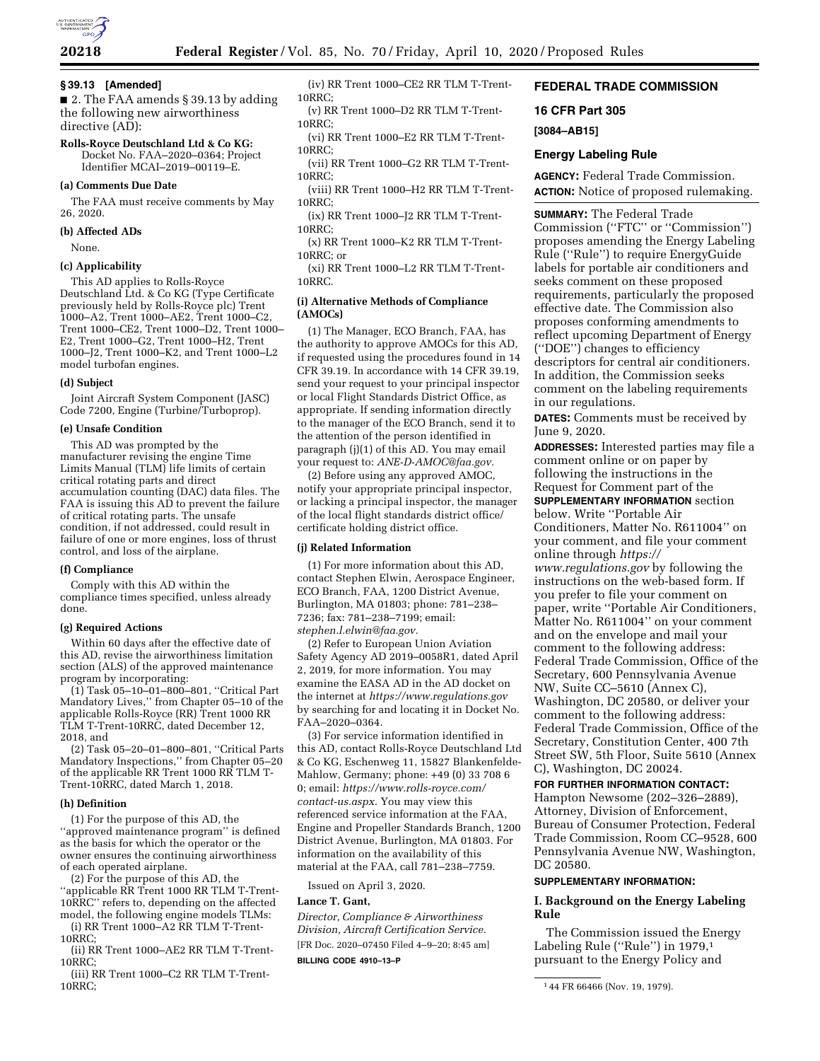## § 39.13 [Amended]

■ 2. The FAA amends § 39.13 by adding the following new airworthiness directive (AD):

**Rolls-Royce Deutschland Ltd & Co KG:** Docket No. FAA–2020–0364; Project Identifier MCAI–2019–00119–E.

### (a) Comments Due Date

The FAA must receive comments by May 26, 2020.

### (b) Affected ADs

None.

### (c) Applicability

This AD applies to Rolls-Royce Deutschland Ltd. & Co KG (Type Certificate previously held by Rolls-Royce plc) Trent 1000–A2, Trent 1000–AE2, Trent 1000–C2, Trent 1000–CE2, Trent 1000–D2, Trent 1000–E2, Trent 1000–G2, Trent 1000–H2, Trent 1000–J2, Trent 1000–K2, and Trent 1000–L2 model turbofan engines.

### (d) Subject

Joint Aircraft System Component (JASC) Code 7200, Engine (Turbine/Turboprop).

### (e) Unsafe Condition

This AD was prompted by the manufacturer revising the engine Time Limits Manual (TLM) life limits of certain critical rotating parts and direct accumulation counting (DAC) data files. The FAA is issuing this AD to prevent the failure of critical rotating parts. The unsafe condition, if not addressed, could result in failure of one or more engines, loss of thrust control, and loss of the airplane.

### (f) Compliance

Comply with this AD within the compliance times specified, unless already done.

### (g) Required Actions

Within 60 days after the effective date of this AD, revise the airworthiness limitation section (ALS) of the approved maintenance program by incorporating:

(1) Task 05–10–01–800–801, ''Critical Part Mandatory Lives,'' from Chapter 05–10 of the applicable Rolls-Royce (RR) Trent 1000 RR TLM T-Trent-10RRC, dated December 12, 2018, and

(2) Task 05–20–01–800–801, ''Critical Parts Mandatory Inspections,'' from Chapter 05–20 of the applicable RR Trent 1000 RR TLM T-Trent-10RRC, dated March 1, 2018.

### (h) Definition

(1) For the purpose of this AD, the ''approved maintenance program'' is defined as the basis for which the operator or the owner ensures the continuing airworthiness of each operated airplane.

(2) For the purpose of this AD, the ''applicable RR Trent 1000 RR TLM T-Trent-10RRC'' refers to, depending on the affected model, the following engine models TLMs:

(i) RR Trent 1000–A2 RR TLM T-Trent-10RRC;

(ii) RR Trent 1000–AE2 RR TLM T-Trent-10RRC;

(iii) RR Trent 1000–C2 RR TLM T-Trent-10RRC;

(iv) RR Trent 1000–CE2 RR TLM T-Trent-10RRC;

(v) RR Trent 1000–D2 RR TLM T-Trent-10RRC;

(vi) RR Trent 1000–E2 RR TLM T-Trent-10RRC;

(vii) RR Trent 1000–G2 RR TLM T-Trent-10RRC;

(viii) RR Trent 1000–H2 RR TLM T-Trent-10RRC;

(ix) RR Trent 1000–J2 RR TLM T-Trent-10RRC;

(x) RR Trent 1000–K2 RR TLM T-Trent-10RRC; or

(xi) RR Trent 1000–L2 RR TLM T-Trent-10RRC.

### (i) Alternative Methods of Compliance (AMOCs)

(1) The Manager, ECO Branch, FAA, has the authority to approve AMOCs for this AD, if requested using the procedures found in 14 CFR 39.19. In accordance with 14 CFR 39.19, send your request to your principal inspector or local Flight Standards District Office, as appropriate. If sending information directly to the manager of the ECO Branch, send it to the attention of the person identified in paragraph (j)(1) of this AD. You may email your request to: *ANE-D-AMOC@faa.gov.*

(2) Before using any approved AMOC, notify your appropriate principal inspector, or lacking a principal inspector, the manager of the local flight standards district office/certificate holding district office.

### (j) Related Information

(1) For more information about this AD, contact Stephen Elwin, Aerospace Engineer, ECO Branch, FAA, 1200 District Avenue, Burlington, MA 01803; phone: 781–238–7236; fax: 781–238–7199; email: *stephen.l.elwin@faa.gov.*

(2) Refer to European Union Aviation Safety Agency AD 2019–0058R1, dated April 2, 2019, for more information. You may examine the EASA AD in the AD docket on the internet at *https://www.regulations.gov* by searching for and locating it in Docket No. FAA–2020–0364.

(3) For service information identified in this AD, contact Rolls-Royce Deutschland Ltd & Co KG, Eschenweg 11, 15827 Blankenfelde-Mahlow, Germany; phone: +49 (0) 33 708 6 0; email: *https://www.rolls-royce.com/contact-us.aspx.* You may view this referenced service information at the FAA, Engine and Propeller Standards Branch, 1200 District Avenue, Burlington, MA 01803. For information on the availability of this material at the FAA, call 781–238–7759.

Issued on April 3, 2020.

**Lance T. Gant,**

*Director, Compliance & Airworthiness Division, Aircraft Certification Service.*

[FR Doc. 2020–07450 Filed 4–9–20; 8:45 am]

**BILLING CODE 4910–13–P**

## FEDERAL TRADE COMMISSION

## 16 CFR Part 305

**[3084–AB15]**

## Energy Labeling Rule

**AGENCY:** Federal Trade Commission.

**ACTION:** Notice of proposed rulemaking.

**SUMMARY:** The Federal Trade Commission (''FTC'' or ''Commission'') proposes amending the Energy Labeling Rule (''Rule'') to require EnergyGuide labels for portable air conditioners and seeks comment on these proposed requirements, particularly the proposed effective date. The Commission also proposes conforming amendments to reflect upcoming Department of Energy (''DOE'') changes to efficiency descriptors for central air conditioners. In addition, the Commission seeks comment on the labeling requirements in our regulations.

**DATES:** Comments must be received by June 9, 2020.

**ADDRESSES:** Interested parties may file a comment online or on paper by following the instructions in the Request for Comment part of the **SUPPLEMENTARY INFORMATION** section below. Write ''Portable Air Conditioners, Matter No. R611004'' on your comment, and file your comment online through *https://www.regulations.gov* by following the instructions on the web-based form. If you prefer to file your comment on paper, write ''Portable Air Conditioners, Matter No. R611004'' on your comment and on the envelope and mail your comment to the following address: Federal Trade Commission, Office of the Secretary, 600 Pennsylvania Avenue NW, Suite CC–5610 (Annex C), Washington, DC 20580, or deliver your comment to the following address: Federal Trade Commission, Office of the Secretary, Constitution Center, 400 7th Street SW, 5th Floor, Suite 5610 (Annex C), Washington, DC 20024.

**FOR FURTHER INFORMATION CONTACT:** Hampton Newsome (202–326–2889), Attorney, Division of Enforcement, Bureau of Consumer Protection, Federal Trade Commission, Room CC–9528, 600 Pennsylvania Avenue NW, Washington, DC 20580.

**SUPPLEMENTARY INFORMATION:**

### I. Background on the Energy Labeling Rule

The Commission issued the Energy Labeling Rule (''Rule'') in 1979,[1] pursuant to the Energy Policy and

[1] 44 FR 66466 (Nov. 19, 1979).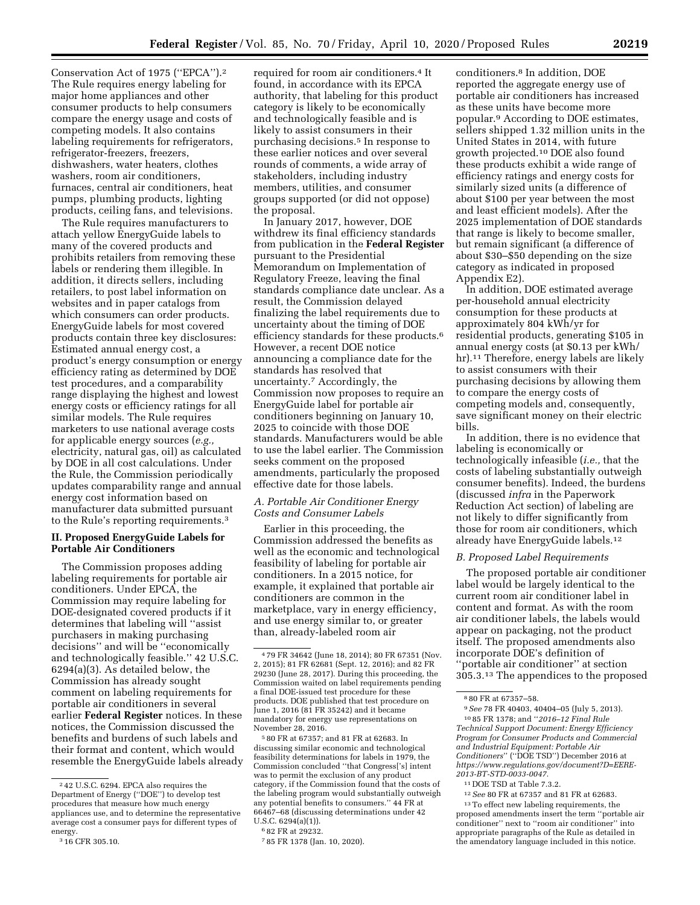Conservation Act of 1975 (''EPCA'').[2] The Rule requires energy labeling for major home appliances and other consumer products to help consumers compare the energy usage and costs of competing models. It also contains labeling requirements for refrigerators, refrigerator-freezers, freezers, dishwashers, water heaters, clothes washers, room air conditioners, furnaces, central air conditioners, heat pumps, plumbing products, lighting products, ceiling fans, and televisions.

The Rule requires manufacturers to attach yellow EnergyGuide labels to many of the covered products and prohibits retailers from removing these labels or rendering them illegible. In addition, it directs sellers, including retailers, to post label information on websites and in paper catalogs from which consumers can order products. EnergyGuide labels for most covered products contain three key disclosures: Estimated annual energy cost, a product's energy consumption or energy efficiency rating as determined by DOE test procedures, and a comparability range displaying the highest and lowest energy costs or efficiency ratings for all similar models. The Rule requires marketers to use national average costs for applicable energy sources (*e.g.,* electricity, natural gas, oil) as calculated by DOE in all cost calculations. Under the Rule, the Commission periodically updates comparability range and annual energy cost information based on manufacturer data submitted pursuant to the Rule's reporting requirements.[3]

## II. Proposed EnergyGuide Labels for Portable Air Conditioners

The Commission proposes adding labeling requirements for portable air conditioners. Under EPCA, the Commission may require labeling for DOE-designated covered products if it determines that labeling will ''assist purchasers in making purchasing decisions'' and will be ''economically and technologically feasible.'' 42 U.S.C. 6294(a)(3). As detailed below, the Commission has already sought comment on labeling requirements for portable air conditioners in several earlier **Federal Register** notices. In these notices, the Commission discussed the benefits and burdens of such labels and their format and content, which would resemble the EnergyGuide labels already required for room air conditioners.[4] It found, in accordance with its EPCA authority, that labeling for this product category is likely to be economically and technologically feasible and is likely to assist consumers in their purchasing decisions.[5] In response to these earlier notices and over several rounds of comments, a wide array of stakeholders, including industry members, utilities, and consumer groups supported (or did not oppose) the proposal.

In January 2017, however, DOE withdrew its final efficiency standards from publication in the **Federal Register** pursuant to the Presidential Memorandum on Implementation of Regulatory Freeze, leaving the final standards compliance date unclear. As a result, the Commission delayed finalizing the label requirements due to uncertainty about the timing of DOE efficiency standards for these products.[6] However, a recent DOE notice announcing a compliance date for the standards has resolved that uncertainty.[7] Accordingly, the Commission now proposes to require an EnergyGuide label for portable air conditioners beginning on January 10, 2025 to coincide with those DOE standards. Manufacturers would be able to use the label earlier. The Commission seeks comment on the proposed amendments, particularly the proposed effective date for those labels.

### *A. Portable Air Conditioner Energy Costs and Consumer Labels*

Earlier in this proceeding, the Commission addressed the benefits as well as the economic and technological feasibility of labeling for portable air conditioners. In a 2015 notice, for example, it explained that portable air conditioners are common in the marketplace, vary in energy efficiency, and use energy similar to, or greater than, already-labeled room air conditioners.[8] In addition, DOE reported the aggregate energy use of portable air conditioners has increased as these units have become more popular.[9] According to DOE estimates, sellers shipped 1.32 million units in the United States in 2014, with future growth projected.[10] DOE also found these products exhibit a wide range of efficiency ratings and energy costs for similarly sized units (a difference of about $100 per year between the most and least efficient models). After the 2025 implementation of DOE standards that range is likely to become smaller, but remain significant (a difference of about $30–$50 depending on the size category as indicated in proposed Appendix E2).

In addition, DOE estimated average per-household annual electricity consumption for these products at approximately 804 kWh/yr for residential products, generating $105 in annual energy costs (at $0.13 per kWh/hr).[11] Therefore, energy labels are likely to assist consumers with their purchasing decisions by allowing them to compare the energy costs of competing models and, consequently, save significant money on their electric bills.

In addition, there is no evidence that labeling is economically or technologically infeasible (*i.e.,* that the costs of labeling substantially outweigh consumer benefits). Indeed, the burdens (discussed *infra* in the Paperwork Reduction Act section) of labeling are not likely to differ significantly from those for room air conditioners, which already have EnergyGuide labels.[12]

### *B. Proposed Label Requirements*

The proposed portable air conditioner label would be largely identical to the current room air conditioner label in content and format. As with the room air conditioner labels, the labels would appear on packaging, not the product itself. The proposed amendments also incorporate DOE's definition of ''portable air conditioner'' at section 305.3.[13] The appendices to the proposed

---

[2] 42 U.S.C. 6294. EPCA also requires the Department of Energy (''DOE'') to develop test procedures that measure how much energy appliances use, and to determine the representative average cost a consumer pays for different types of energy.

[3] 16 CFR 305.10.

[4] 79 FR 34642 (June 18, 2014); 80 FR 67351 (Nov. 2, 2015); 81 FR 62681 (Sept. 12, 2016); and 82 FR 29230 (June 28, 2017). During this proceeding, the Commission waited on label requirements pending a final DOE-issued test procedure for these products. DOE published that test procedure on June 1, 2016 (81 FR 35242) and it became mandatory for energy use representations on November 28, 2016.

[5] 80 FR at 67357; and 81 FR at 62683. In discussing similar economic and technological feasibility determinations for labels in 1979, the Commission concluded ''that Congress['s] intent was to permit the exclusion of any product category, if the Commission found that the costs of the labeling program would substantially outweigh any potential benefits to consumers.'' 44 FR at 66467–68 (discussing determinations under 42 U.S.C. 6294(a)(1)).

[6] 82 FR at 29232.

[7] 85 FR 1378 (Jan. 10, 2020).

[8] 80 FR at 67357–58.

[9] *See* 78 FR 40403, 40404–05 (July 5, 2013).

[10] 85 FR 1378; and ''*2016–12 Final Rule Technical Support Document: Energy Efficiency Program for Consumer Products and Commercial and Industrial Equipment: Portable Air Conditioners*'' (''DOE TSD'') December 2016 at *https://www.regulations.gov/document?D=EERE-2013-BT-STD-0033-0047.*

[11] DOE TSD at Table 7.3.2.

[12] *See* 80 FR at 67357 and 81 FR at 62683.

[13] To effect new labeling requirements, the proposed amendments insert the term ''portable air conditioner'' next to ''room air conditioner'' into appropriate paragraphs of the Rule as detailed in the amendatory language included in this notice.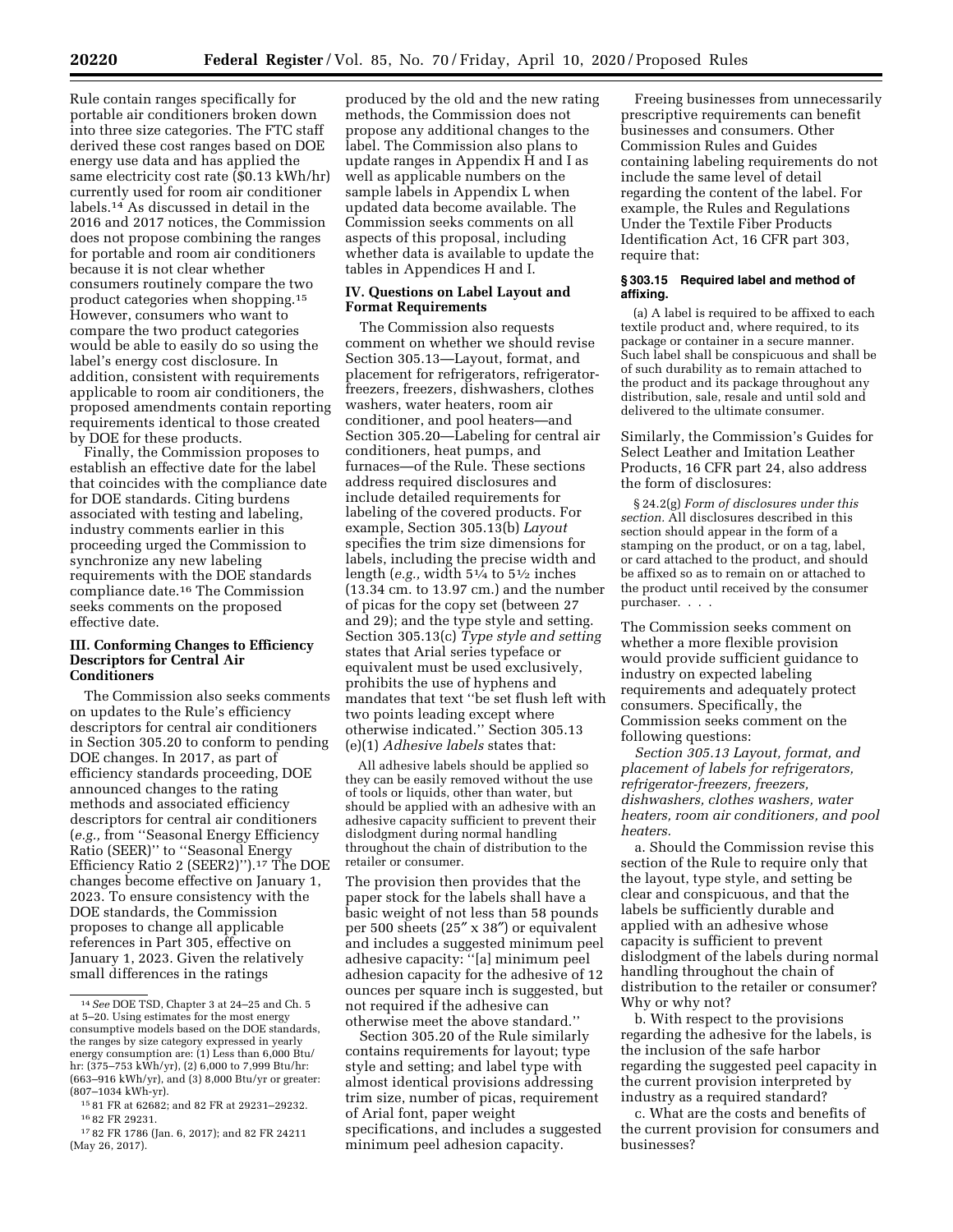Rule contain ranges specifically for portable air conditioners broken down into three size categories. The FTC staff derived these cost ranges based on DOE energy use data and has applied the same electricity cost rate ($0.13 kWh/hr) currently used for room air conditioner labels.[14] As discussed in detail in the 2016 and 2017 notices, the Commission does not propose combining the ranges for portable and room air conditioners because it is not clear whether consumers routinely compare the two product categories when shopping.[15] However, consumers who want to compare the two product categories would be able to easily do so using the label's energy cost disclosure. In addition, consistent with requirements applicable to room air conditioners, the proposed amendments contain reporting requirements identical to those created by DOE for these products.

Finally, the Commission proposes to establish an effective date for the label that coincides with the compliance date for DOE standards. Citing burdens associated with testing and labeling, industry comments earlier in this proceeding urged the Commission to synchronize any new labeling requirements with the DOE standards compliance date.[16] The Commission seeks comments on the proposed effective date.

## III. Conforming Changes to Efficiency Descriptors for Central Air Conditioners

The Commission also seeks comments on updates to the Rule's efficiency descriptors for central air conditioners in Section 305.20 to conform to pending DOE changes. In 2017, as part of efficiency standards proceeding, DOE announced changes to the rating methods and associated efficiency descriptors for central air conditioners (*e.g.,* from ''Seasonal Energy Efficiency Ratio (SEER)'' to ''Seasonal Energy Efficiency Ratio 2 (SEER2)'').[17] The DOE changes become effective on January 1, 2023. To ensure consistency with the DOE standards, the Commission proposes to change all applicable references in Part 305, effective on January 1, 2023. Given the relatively small differences in the ratings produced by the old and the new rating methods, the Commission does not propose any additional changes to the label. The Commission also plans to update ranges in Appendix H and I as well as applicable numbers on the sample labels in Appendix L when updated data become available. The Commission seeks comments on all aspects of this proposal, including whether data is available to update the tables in Appendices H and I.

## IV. Questions on Label Layout and Format Requirements

The Commission also requests comment on whether we should revise Section 305.13—Layout, format, and placement for refrigerators, refrigerator-freezers, freezers, dishwashers, clothes washers, water heaters, room air conditioner, and pool heaters—and Section 305.20—Labeling for central air conditioners, heat pumps, and furnaces—of the Rule. These sections address required disclosures and include detailed requirements for labeling of the covered products. For example, Section 305.13(b) *Layout* specifies the trim size dimensions for labels, including the precise width and length (*e.g.,* width 5¼ to 5½ inches (13.34 cm. to 13.97 cm.) and the number of picas for the copy set (between 27 and 29); and the type style and setting. Section 305.13(c) *Type style and setting* states that Arial series typeface or equivalent must be used exclusively, prohibits the use of hyphens and mandates that text ''be set flush left with two points leading except where otherwise indicated.'' Section 305.13 (e)(1) *Adhesive labels* states that:

> All adhesive labels should be applied so they can be easily removed without the use of tools or liquids, other than water, but should be applied with an adhesive with an adhesive capacity sufficient to prevent their dislodgment during normal handling throughout the chain of distribution to the retailer or consumer.

The provision then provides that the paper stock for the labels shall have a basic weight of not less than 58 pounds per 500 sheets (25″ x 38″) or equivalent and includes a suggested minimum peel adhesive capacity: ''[a] minimum peel adhesion capacity for the adhesive of 12 ounces per square inch is suggested, but not required if the adhesive can otherwise meet the above standard.''

Section 305.20 of the Rule similarly contains requirements for layout; type style and setting; and label type with almost identical provisions addressing trim size, number of picas, requirement of Arial font, paper weight specifications, and includes a suggested minimum peel adhesion capacity.

Freeing businesses from unnecessarily prescriptive requirements can benefit businesses and consumers. Other Commission Rules and Guides containing labeling requirements do not include the same level of detail regarding the content of the label. For example, the Rules and Regulations Under the Textile Fiber Products Identification Act, 16 CFR part 303, require that:

**§ 303.15 Required label and method of affixing.**

> (a) A label is required to be affixed to each textile product and, where required, to its package or container in a secure manner. Such label shall be conspicuous and shall be of such durability as to remain attached to the product and its package throughout any distribution, sale, resale and until sold and delivered to the ultimate consumer.

Similarly, the Commission's Guides for Select Leather and Imitation Leather Products, 16 CFR part 24, also address the form of disclosures:

> § 24.2(g) *Form of disclosures under this section.* All disclosures described in this section should appear in the form of a stamping on the product, or on a tag, label, or card attached to the product, and should be affixed so as to remain on or attached to the product until received by the consumer purchaser. . . .

The Commission seeks comment on whether a more flexible provision would provide sufficient guidance to industry on expected labeling requirements and adequately protect consumers. Specifically, the Commission seeks comment on the following questions:

*Section 305.13 Layout, format, and placement of labels for refrigerators, refrigerator-freezers, freezers, dishwashers, clothes washers, water heaters, room air conditioners, and pool heaters.*

a. Should the Commission revise this section of the Rule to require only that the layout, type style, and setting be clear and conspicuous, and that the labels be sufficiently durable and applied with an adhesive whose capacity is sufficient to prevent dislodgment of the labels during normal handling throughout the chain of distribution to the retailer or consumer? Why or why not?

b. With respect to the provisions regarding the adhesive for the labels, is the inclusion of the safe harbor regarding the suggested peel capacity in the current provision interpreted by industry as a required standard?

c. What are the costs and benefits of the current provision for consumers and businesses?

---

[14] *See* DOE TSD, Chapter 3 at 24–25 and Ch. 5 at 5–20. Using estimates for the most energy consumptive models based on the DOE standards, the ranges by size category expressed in yearly energy consumption are: (1) Less than 6,000 Btu/hr: (375–753 kWh/yr), (2) 6,000 to 7,999 Btu/hr: (663–916 kWh/yr), and (3) 8,000 Btu/yr or greater: (807–1034 kWh-yr).

[15] 81 FR at 62682; and 82 FR at 29231–29232.

[16] 82 FR 29231.

[17] 82 FR 1786 (Jan. 6, 2017); and 82 FR 24211 (May 26, 2017).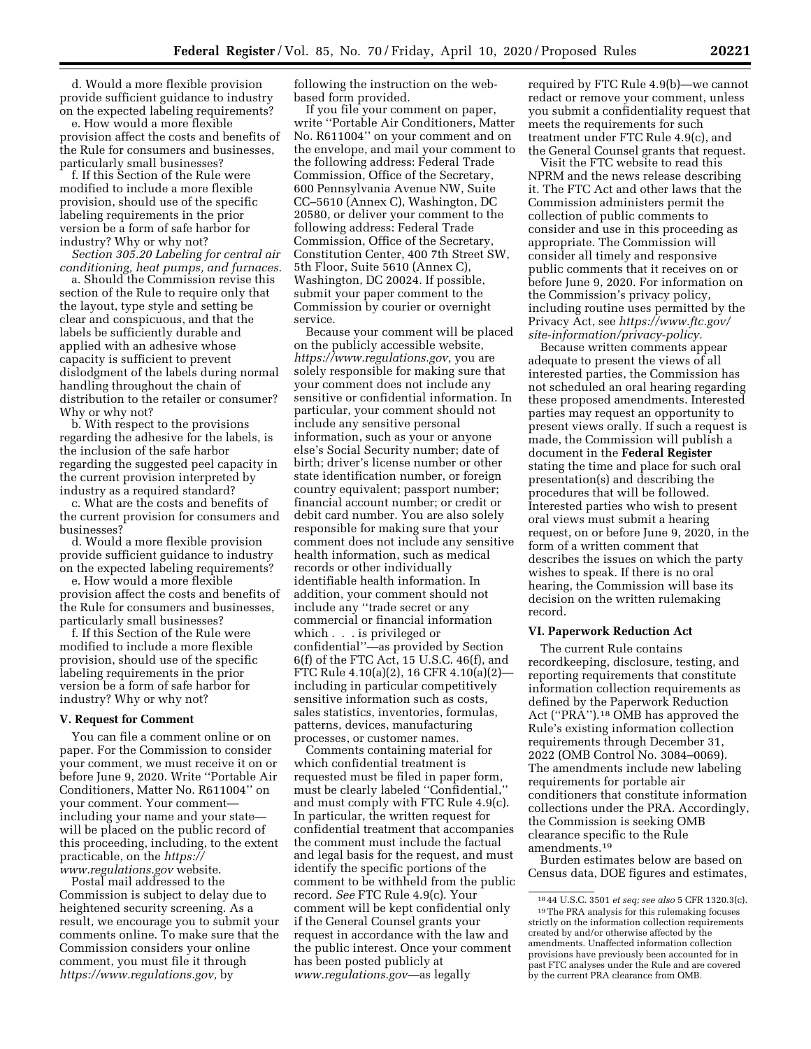d. Would a more flexible provision provide sufficient guidance to industry on the expected labeling requirements?

e. How would a more flexible provision affect the costs and benefits of the Rule for consumers and businesses, particularly small businesses?

f. If this Section of the Rule were modified to include a more flexible provision, should use of the specific labeling requirements in the prior version be a form of safe harbor for industry? Why or why not?

*Section 305.20 Labeling for central air conditioning, heat pumps, and furnaces.*

a. Should the Commission revise this section of the Rule to require only that the layout, type style and setting be clear and conspicuous, and that the labels be sufficiently durable and applied with an adhesive whose capacity is sufficient to prevent dislodgment of the labels during normal handling throughout the chain of distribution to the retailer or consumer? Why or why not?

b. With respect to the provisions regarding the adhesive for the labels, is the inclusion of the safe harbor regarding the suggested peel capacity in the current provision interpreted by industry as a required standard?

c. What are the costs and benefits of the current provision for consumers and businesses?

d. Would a more flexible provision provide sufficient guidance to industry on the expected labeling requirements?

e. How would a more flexible provision affect the costs and benefits of the Rule for consumers and businesses, particularly small businesses?

f. If this Section of the Rule were modified to include a more flexible provision, should use of the specific labeling requirements in the prior version be a form of safe harbor for industry? Why or why not?

## V. Request for Comment

You can file a comment online or on paper. For the Commission to consider your comment, we must receive it on or before June 9, 2020. Write ''Portable Air Conditioners, Matter No. R611004'' on your comment. Your comment—including your name and your state—will be placed on the public record of this proceeding, including, to the extent practicable, on the *https://www.regulations.gov* website.

Postal mail addressed to the Commission is subject to delay due to heightened security screening. As a result, we encourage you to submit your comments online. To make sure that the Commission considers your online comment, you must file it through *https://www.regulations.gov,* by following the instruction on the web-based form provided.

If you file your comment on paper, write ''Portable Air Conditioners, Matter No. R611004'' on your comment and on the envelope, and mail your comment to the following address: Federal Trade Commission, Office of the Secretary, 600 Pennsylvania Avenue NW, Suite CC–5610 (Annex C), Washington, DC 20580, or deliver your comment to the following address: Federal Trade Commission, Office of the Secretary, Constitution Center, 400 7th Street SW, 5th Floor, Suite 5610 (Annex C), Washington, DC 20024. If possible, submit your paper comment to the Commission by courier or overnight service.

Because your comment will be placed on the publicly accessible website, *https://www.regulations.gov,* you are solely responsible for making sure that your comment does not include any sensitive or confidential information. In particular, your comment should not include any sensitive personal information, such as your or anyone else's Social Security number; date of birth; driver's license number or other state identification number, or foreign country equivalent; passport number; financial account number; or credit or debit card number. You are also solely responsible for making sure that your comment does not include any sensitive health information, such as medical records or other individually identifiable health information. In addition, your comment should not include any ''trade secret or any commercial or financial information which . . . is privileged or confidential''—as provided by Section 6(f) of the FTC Act, 15 U.S.C. 46(f), and FTC Rule 4.10(a)(2), 16 CFR 4.10(a)(2)—including in particular competitively sensitive information such as costs, sales statistics, inventories, formulas, patterns, devices, manufacturing processes, or customer names.

Comments containing material for which confidential treatment is requested must be filed in paper form, must be clearly labeled ''Confidential,'' and must comply with FTC Rule 4.9(c). In particular, the written request for confidential treatment that accompanies the comment must include the factual and legal basis for the request, and must identify the specific portions of the comment to be withheld from the public record. *See* FTC Rule 4.9(c). Your comment will be kept confidential only if the General Counsel grants your request in accordance with the law and the public interest. Once your comment has been posted publicly at *www.regulations.gov*—as legally required by FTC Rule 4.9(b)—we cannot redact or remove your comment, unless you submit a confidentiality request that meets the requirements for such treatment under FTC Rule 4.9(c), and the General Counsel grants that request.

Visit the FTC website to read this NPRM and the news release describing it. The FTC Act and other laws that the Commission administers permit the collection of public comments to consider and use in this proceeding as appropriate. The Commission will consider all timely and responsive public comments that it receives on or before June 9, 2020. For information on the Commission's privacy policy, including routine uses permitted by the Privacy Act, see *https://www.ftc.gov/site-information/privacy-policy.*

Because written comments appear adequate to present the views of all interested parties, the Commission has not scheduled an oral hearing regarding these proposed amendments. Interested parties may request an opportunity to present views orally. If such a request is made, the Commission will publish a document in the **Federal Register** stating the time and place for such oral presentation(s) and describing the procedures that will be followed. Interested parties who wish to present oral views must submit a hearing request, on or before June 9, 2020, in the form of a written comment that describes the issues on which the party wishes to speak. If there is no oral hearing, the Commission will base its decision on the written rulemaking record.

## VI. Paperwork Reduction Act

The current Rule contains recordkeeping, disclosure, testing, and reporting requirements that constitute information collection requirements as defined by the Paperwork Reduction Act (''PRA'').[18] OMB has approved the Rule's existing information collection requirements through December 31, 2022 (OMB Control No. 3084–0069). The amendments include new labeling requirements for portable air conditioners that constitute information collections under the PRA. Accordingly, the Commission is seeking OMB clearance specific to the Rule amendments.[19]

Burden estimates below are based on Census data, DOE figures and estimates,

---

[18] 44 U.S.C. 3501 *et seq; see also* 5 CFR 1320.3(c).

[19] The PRA analysis for this rulemaking focuses strictly on the information collection requirements created by and/or otherwise affected by the amendments. Unaffected information collection provisions have previously been accounted for in past FTC analyses under the Rule and are covered by the current PRA clearance from OMB.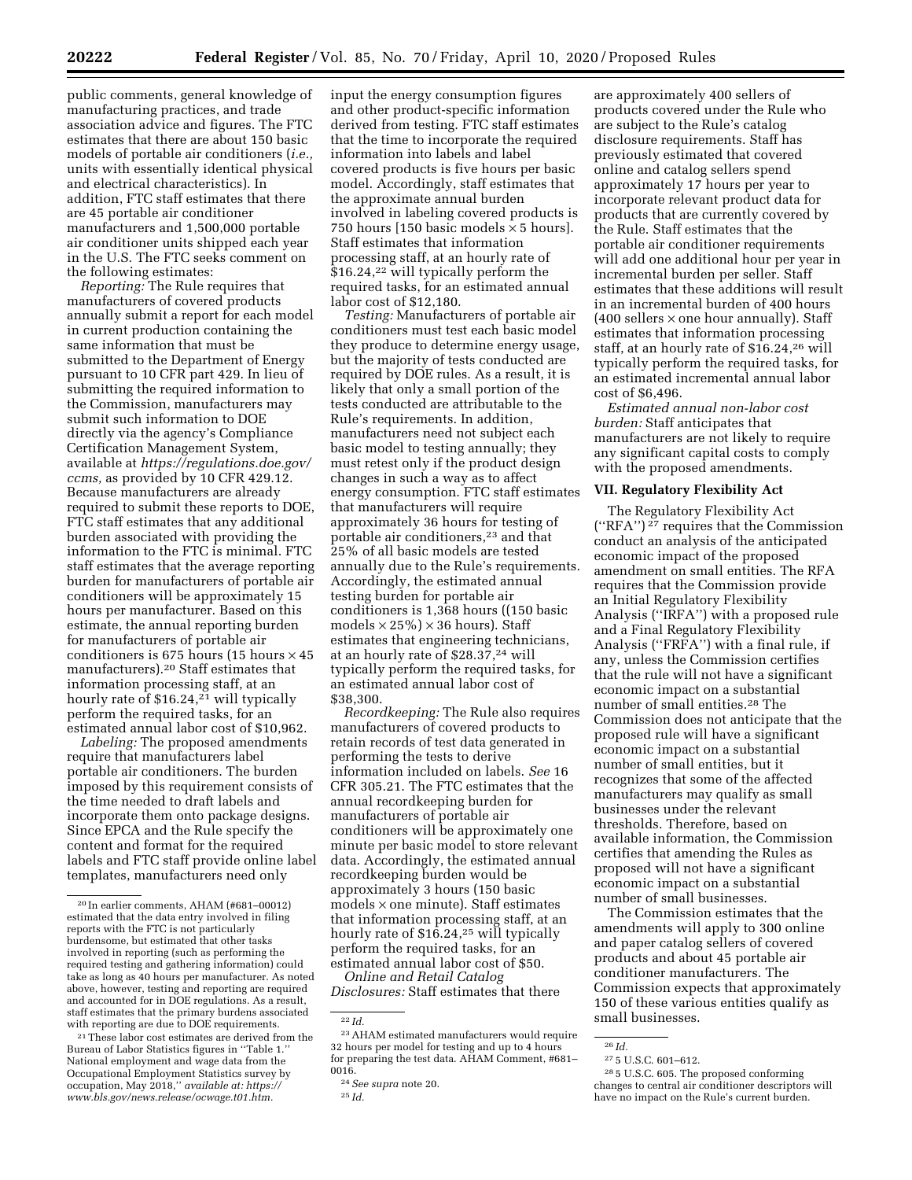public comments, general knowledge of manufacturing practices, and trade association advice and figures. The FTC estimates that there are about 150 basic models of portable air conditioners (*i.e.,* units with essentially identical physical and electrical characteristics). In addition, FTC staff estimates that there are 45 portable air conditioner manufacturers and 1,500,000 portable air conditioner units shipped each year in the U.S. The FTC seeks comment on the following estimates:

*Reporting:* The Rule requires that manufacturers of covered products annually submit a report for each model in current production containing the same information that must be submitted to the Department of Energy pursuant to 10 CFR part 429. In lieu of submitting the required information to the Commission, manufacturers may submit such information to DOE directly via the agency's Compliance Certification Management System, available at *https://regulations.doe.gov/ccms,* as provided by 10 CFR 429.12. Because manufacturers are already required to submit these reports to DOE, FTC staff estimates that any additional burden associated with providing the information to the FTC is minimal. FTC staff estimates that the average reporting burden for manufacturers of portable air conditioners will be approximately 15 hours per manufacturer. Based on this estimate, the annual reporting burden for manufacturers of portable air conditioners is 675 hours (15 hours × 45 manufacturers).[20] Staff estimates that information processing staff, at an hourly rate of $16.24,[21] will typically perform the required tasks, for an estimated annual labor cost of $10,962.

*Labeling:* The proposed amendments require that manufacturers label portable air conditioners. The burden imposed by this requirement consists of the time needed to draft labels and incorporate them onto package designs. Since EPCA and the Rule specify the content and format for the required labels and FTC staff provide online label templates, manufacturers need only input the energy consumption figures and other product-specific information derived from testing. FTC staff estimates that the time to incorporate the required information into labels and label covered products is five hours per basic model. Accordingly, staff estimates that the approximate annual burden involved in labeling covered products is 750 hours [150 basic models × 5 hours]. Staff estimates that information processing staff, at an hourly rate of $16.24,[22] will typically perform the required tasks, for an estimated annual labor cost of $12,180.

*Testing:* Manufacturers of portable air conditioners must test each basic model they produce to determine energy usage, but the majority of tests conducted are required by DOE rules. As a result, it is likely that only a small portion of the tests conducted are attributable to the Rule's requirements. In addition, manufacturers need not subject each basic model to testing annually; they must retest only if the product design changes in such a way as to affect energy consumption. FTC staff estimates that manufacturers will require approximately 36 hours for testing of portable air conditioners,[23] and that 25% of all basic models are tested annually due to the Rule's requirements. Accordingly, the estimated annual testing burden for portable air conditioners is 1,368 hours ((150 basic models × 25%) × 36 hours). Staff estimates that engineering technicians, at an hourly rate of $28.37,[24] will typically perform the required tasks, for an estimated annual labor cost of $38,300.

*Recordkeeping:* The Rule also requires manufacturers of covered products to retain records of test data generated in performing the tests to derive information included on labels. *See* 16 CFR 305.21. The FTC estimates that the annual recordkeeping burden for manufacturers of portable air conditioners will be approximately one minute per basic model to store relevant data. Accordingly, the estimated annual recordkeeping burden would be approximately 3 hours (150 basic models × one minute). Staff estimates that information processing staff, at an hourly rate of $16.24,[25] will typically perform the required tasks, for an estimated annual labor cost of $50.

*Online and Retail Catalog Disclosures:* Staff estimates that there are approximately 400 sellers of products covered under the Rule who are subject to the Rule's catalog disclosure requirements. Staff has previously estimated that covered online and catalog sellers spend approximately 17 hours per year to incorporate relevant product data for products that are currently covered by the Rule. Staff estimates that the portable air conditioner requirements will add one additional hour per year in incremental burden per seller. Staff estimates that these additions will result in an incremental burden of 400 hours (400 sellers × one hour annually). Staff estimates that information processing staff, at an hourly rate of $16.24,[26] will typically perform the required tasks, for an estimated incremental annual labor cost of $6,496.

*Estimated annual non-labor cost burden:* Staff anticipates that manufacturers are not likely to require any significant capital costs to comply with the proposed amendments.

## VII. Regulatory Flexibility Act

The Regulatory Flexibility Act (''RFA'')[27] requires that the Commission conduct an analysis of the anticipated economic impact of the proposed amendment on small entities. The RFA requires that the Commission provide an Initial Regulatory Flexibility Analysis (''IRFA'') with a proposed rule and a Final Regulatory Flexibility Analysis (''FRFA'') with a final rule, if any, unless the Commission certifies that the rule will not have a significant economic impact on a substantial number of small entities.[28] The Commission does not anticipate that the proposed rule will have a significant economic impact on a substantial number of small entities, but it recognizes that some of the affected manufacturers may qualify as small businesses under the relevant thresholds. Therefore, based on available information, the Commission certifies that amending the Rules as proposed will not have a significant economic impact on a substantial number of small businesses.

The Commission estimates that the amendments will apply to 300 online and paper catalog sellers of covered products and about 45 portable air conditioner manufacturers. The Commission expects that approximately 150 of these various entities qualify as small businesses.

---

[20] In earlier comments, AHAM (#681–00012) estimated that the data entry involved in filing reports with the FTC is not particularly burdensome, but estimated that other tasks involved in reporting (such as performing the required testing and gathering information) could take as long as 40 hours per manufacturer. As noted above, however, testing and reporting are required and accounted for in DOE regulations. As a result, staff estimates that the primary burdens associated with reporting are due to DOE requirements.

[21] These labor cost estimates are derived from the Bureau of Labor Statistics figures in ''Table 1.'' National employment and wage data from the Occupational Employment Statistics survey by occupation, May 2018,'' *available at: https://www.bls.gov/news.release/ocwage.t01.htm.*

[22] *Id.*

[23] AHAM estimated manufacturers would require 32 hours per model for testing and up to 4 hours for preparing the test data. AHAM Comment, #681–0016.

[24] *See supra* note 20.

[25] *Id.*

[26] *Id.*

[27] 5 U.S.C. 601–612.

[28] 5 U.S.C. 605. The proposed conforming changes to central air conditioner descriptors will have no impact on the Rule's current burden.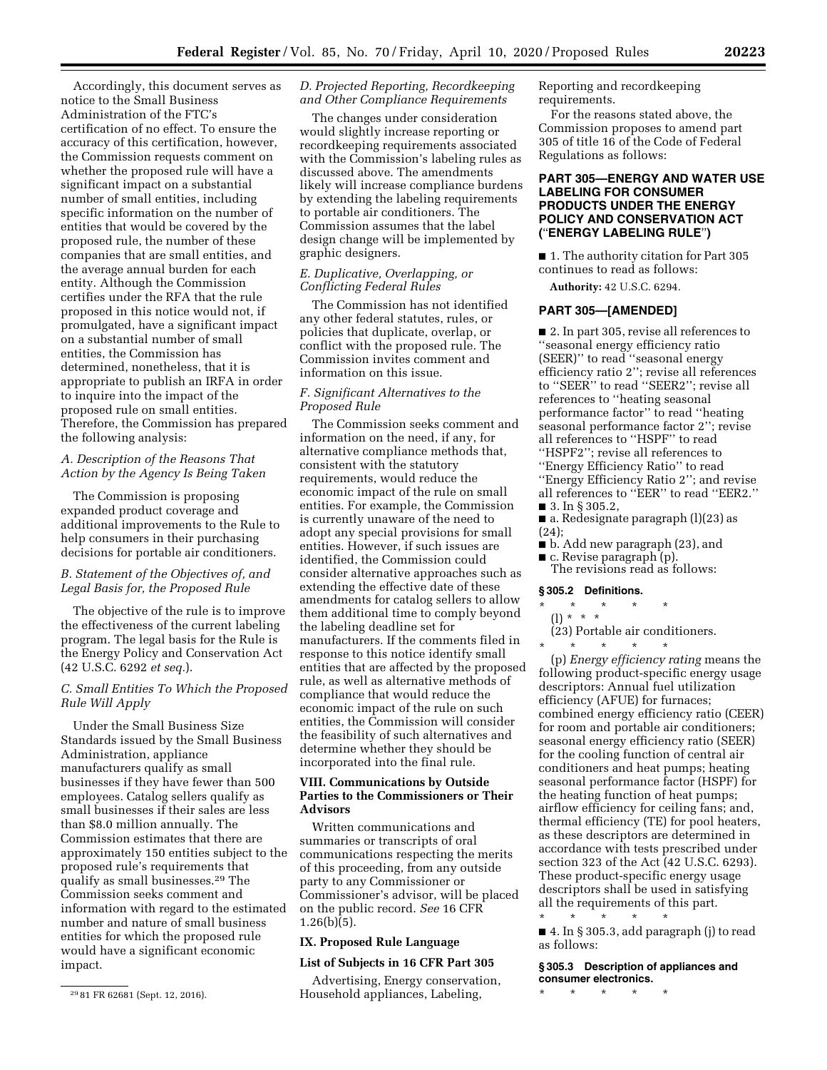Accordingly, this document serves as notice to the Small Business Administration of the FTC's certification of no effect. To ensure the accuracy of this certification, however, the Commission requests comment on whether the proposed rule will have a significant impact on a substantial number of small entities, including specific information on the number of entities that would be covered by the proposed rule, the number of these companies that are small entities, and the average annual burden for each entity. Although the Commission certifies under the RFA that the rule proposed in this notice would not, if promulgated, have a significant impact on a substantial number of small entities, the Commission has determined, nonetheless, that it is appropriate to publish an IRFA in order to inquire into the impact of the proposed rule on small entities. Therefore, the Commission has prepared the following analysis:

*A. Description of the Reasons That Action by the Agency Is Being Taken*

The Commission is proposing expanded product coverage and additional improvements to the Rule to help consumers in their purchasing decisions for portable air conditioners.

*B. Statement of the Objectives of, and Legal Basis for, the Proposed Rule*

The objective of the rule is to improve the effectiveness of the current labeling program. The legal basis for the Rule is the Energy Policy and Conservation Act (42 U.S.C. 6292 *et seq.*).

*C. Small Entities To Which the Proposed Rule Will Apply*

Under the Small Business Size Standards issued by the Small Business Administration, appliance manufacturers qualify as small businesses if they have fewer than 500 employees. Catalog sellers qualify as small businesses if their sales are less than $8.0 million annually. The Commission estimates that there are approximately 150 entities subject to the proposed rule's requirements that qualify as small businesses.[29] The Commission seeks comment and information with regard to the estimated number and nature of small business entities for which the proposed rule would have a significant economic impact.

*D. Projected Reporting, Recordkeeping and Other Compliance Requirements*

The changes under consideration would slightly increase reporting or recordkeeping requirements associated with the Commission's labeling rules as discussed above. The amendments likely will increase compliance burdens by extending the labeling requirements to portable air conditioners. The Commission assumes that the label design change will be implemented by graphic designers.

*E. Duplicative, Overlapping, or Conflicting Federal Rules*

The Commission has not identified any other federal statutes, rules, or policies that duplicate, overlap, or conflict with the proposed rule. The Commission invites comment and information on this issue.

*F. Significant Alternatives to the Proposed Rule*

The Commission seeks comment and information on the need, if any, for alternative compliance methods that, consistent with the statutory requirements, would reduce the economic impact of the rule on small entities. For example, the Commission is currently unaware of the need to adopt any special provisions for small entities. However, if such issues are identified, the Commission could consider alternative approaches such as extending the effective date of these amendments for catalog sellers to allow them additional time to comply beyond the labeling deadline set for manufacturers. If the comments filed in response to this notice identify small entities that are affected by the proposed rule, as well as alternative methods of compliance that would reduce the economic impact of the rule on such entities, the Commission will consider the feasibility of such alternatives and determine whether they should be incorporated into the final rule.

## VIII. Communications by Outside Parties to the Commissioners or Their Advisors

Written communications and summaries or transcripts of oral communications respecting the merits of this proceeding, from any outside party to any Commissioner or Commissioner's advisor, will be placed on the public record. *See* 16 CFR 1.26(b)(5).

## IX. Proposed Rule Language

### List of Subjects in 16 CFR Part 305

Advertising, Energy conservation, Household appliances, Labeling, Reporting and recordkeeping requirements.

For the reasons stated above, the Commission proposes to amend part 305 of title 16 of the Code of Federal Regulations as follows:

## PART 305—ENERGY AND WATER USE LABELING FOR CONSUMER PRODUCTS UNDER THE ENERGY POLICY AND CONSERVATION ACT (''ENERGY LABELING RULE'')

■ 1. The authority citation for Part 305 continues to read as follows:

**Authority:** 42 U.S.C. 6294.

## PART 305—[AMENDED]

■ 2. In part 305, revise all references to ''seasonal energy efficiency ratio (SEER)'' to read ''seasonal energy efficiency ratio 2''; revise all references to ''SEER'' to read ''SEER2''; revise all references to ''heating seasonal performance factor'' to read ''heating seasonal performance factor 2''; revise all references to ''HSPF'' to read ''HSPF2''; revise all references to ''Energy Efficiency Ratio'' to read ''Energy Efficiency Ratio 2''; and revise all references to ''EER'' to read ''EER2.''

■ 3. In § 305.2,

■ a. Redesignate paragraph (l)(23) as (24);

■ b. Add new paragraph (23), and

■ c. Revise paragraph (p).

The revisions read as follows:

### § 305.2 Definitions.

\* \* \* \* \*

(l) \* \* \*

(23) Portable air conditioners.

\* \* \* \* \*

(p) *Energy efficiency rating* means the following product-specific energy usage descriptors: Annual fuel utilization efficiency (AFUE) for furnaces; combined energy efficiency ratio (CEER) for room and portable air conditioners; seasonal energy efficiency ratio (SEER) for the cooling function of central air conditioners and heat pumps; heating seasonal performance factor (HSPF) for the heating function of heat pumps; airflow efficiency for ceiling fans; and, thermal efficiency (TE) for pool heaters, as these descriptors are determined in accordance with tests prescribed under section 323 of the Act (42 U.S.C. 6293). These product-specific energy usage descriptors shall be used in satisfying all the requirements of this part.

\* \* \* \* \*

■ 4. In § 305.3, add paragraph (j) to read as follows:

### § 305.3 Description of appliances and consumer electronics.

\* \* \* \* \*

[29] 81 FR 62681 (Sept. 12, 2016).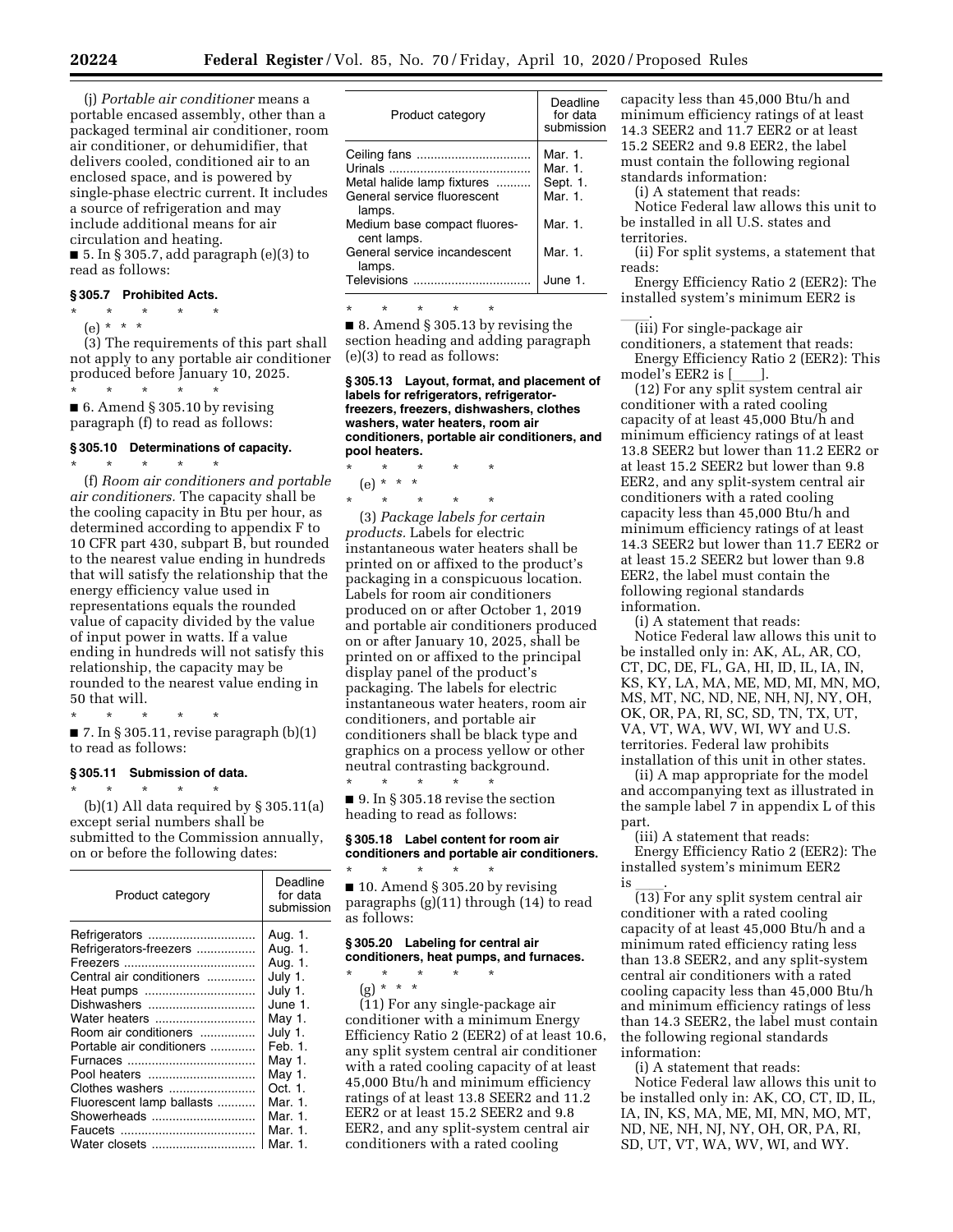(j) *Portable air conditioner* means a portable encased assembly, other than a packaged terminal air conditioner, room air conditioner, or dehumidifier, that delivers cooled, conditioned air to an enclosed space, and is powered by single-phase electric current. It includes a source of refrigeration and may include additional means for air circulation and heating.

■ 5. In § 305.7, add paragraph (e)(3) to read as follows:

### § 305.7 Prohibited Acts.

\* \* \* \* \*

(e) \* \* \*

(3) The requirements of this part shall not apply to any portable air conditioner produced before January 10, 2025.

\* \* \* \* \*

■ 6. Amend § 305.10 by revising paragraph (f) to read as follows:

### § 305.10 Determinations of capacity.

\* \* \* \* \*

(f) *Room air conditioners and portable air conditioners.* The capacity shall be the cooling capacity in Btu per hour, as determined according to appendix F to 10 CFR part 430, subpart B, but rounded to the nearest value ending in hundreds that will satisfy the relationship that the energy efficiency value used in representations equals the rounded value of capacity divided by the value of input power in watts. If a value ending in hundreds will not satisfy this relationship, the capacity may be rounded to the nearest value ending in 50 that will.

\* \* \* \* \*

■ 7. In § 305.11, revise paragraph (b)(1) to read as follows:

### § 305.11 Submission of data.

\* \* \* \* \*

(b)(1) All data required by § 305.11(a) except serial numbers shall be submitted to the Commission annually, on or before the following dates:

| Product category | Deadline for data submission |
|---|---|
| Refrigerators | Aug. 1. |
| Refrigerators-freezers | Aug. 1. |
| Freezers | Aug. 1. |
| Central air conditioners | July 1. |
| Heat pumps | July 1. |
| Dishwashers | June 1. |
| Water heaters | May 1. |
| Room air conditioners | July 1. |
| Portable air conditioners | Feb. 1. |
| Furnaces | May 1. |
| Pool heaters | May 1. |
| Clothes washers | Oct. 1. |
| Fluorescent lamp ballasts | Mar. 1. |
| Showerheads | Mar. 1. |
| Faucets | Mar. 1. |
| Water closets | Mar. 1. |
| Ceiling fans | Mar. 1. |
| Urinals | Mar. 1. |
| Metal halide lamp fixtures | Sept. 1. |
| General service fluorescent lamps. | Mar. 1. |
| Medium base compact fluorescent lamps. | Mar. 1. |
| General service incandescent lamps. | Mar. 1. |
| Televisions | June 1. |

\* \* \* \* \*

■ 8. Amend § 305.13 by revising the section heading and adding paragraph (e)(3) to read as follows:

### § 305.13 Layout, format, and placement of labels for refrigerators, refrigerator-freezers, freezers, dishwashers, clothes washers, water heaters, room air conditioners, portable air conditioners, and pool heaters.

\* \* \* \* \*

(e) \* \* \*

\* \* \* \* \*

(3) *Package labels for certain products.* Labels for electric instantaneous water heaters shall be printed on or affixed to the product's packaging in a conspicuous location. Labels for room air conditioners produced on or after October 1, 2019 and portable air conditioners produced on or after January 10, 2025, shall be printed on or affixed to the principal display panel of the product's packaging. The labels for electric instantaneous water heaters, room air conditioners, and portable air conditioners shall be black type and graphics on a process yellow or other neutral contrasting background.

\* \* \* \* \*

■ 9. In § 305.18 revise the section heading to read as follows:

### § 305.18 Label content for room air conditioners and portable air conditioners.

\* \* \* \* \*

■ 10. Amend § 305.20 by revising paragraphs (g)(11) through (14) to read as follows:

### § 305.20 Labeling for central air conditioners, heat pumps, and furnaces.

\* \* \* \* \*

(g) \* \* \*

(11) For any single-package air conditioner with a minimum Energy Efficiency Ratio 2 (EER2) of at least 10.6, any split system central air conditioner with a rated cooling capacity of at least 45,000 Btu/h and minimum efficiency ratings of at least 13.8 SEER2 and 11.2 EER2 or at least 15.2 SEER2 and 9.8 EER2, and any split-system central air conditioners with a rated cooling capacity less than 45,000 Btu/h and minimum efficiency ratings of at least 14.3 SEER2 and 11.7 EER2 or at least 15.2 SEER2 and 9.8 EER2, the label must contain the following regional standards information:

(i) A statement that reads:

Notice Federal law allows this unit to be installed in all U.S. states and territories.

(ii) For split systems, a statement that reads:

Energy Efficiency Ratio 2 (EER2): The installed system's minimum EER2 is ____.

(iii) For single-package air conditioners, a statement that reads:

Energy Efficiency Ratio 2 (EER2): This model's EER2 is [____].

(12) For any split system central air conditioner with a rated cooling capacity of at least 45,000 Btu/h and minimum efficiency ratings of at least 13.8 SEER2 but lower than 11.2 EER2 or at least 15.2 SEER2 but lower than 9.8 EER2, and any split-system central air conditioners with a rated cooling capacity less than 45,000 Btu/h and minimum efficiency ratings of at least 14.3 SEER2 but lower than 11.7 EER2 or at least 15.2 SEER2 but lower than 9.8 EER2, the label must contain the following regional standards information.

(i) A statement that reads:

Notice Federal law allows this unit to be installed only in: AK, AL, AR, CO, CT, DC, DE, FL, GA, HI, ID, IL, IA, IN, KS, KY, LA, MA, ME, MD, MI, MN, MO, MS, MT, NC, ND, NE, NH, NJ, NY, OH, OK, OR, PA, RI, SC, SD, TN, TX, UT, VA, VT, WA, WV, WI, WY and U.S. territories. Federal law prohibits installation of this unit in other states.

(ii) A map appropriate for the model and accompanying text as illustrated in the sample label 7 in appendix L of this part.

(iii) A statement that reads:

Energy Efficiency Ratio 2 (EER2): The installed system's minimum EER2 is ____.

(13) For any split system central air conditioner with a rated cooling capacity of at least 45,000 Btu/h and a minimum rated efficiency rating less than 13.8 SEER2, and any split-system central air conditioners with a rated cooling capacity less than 45,000 Btu/h and minimum efficiency ratings of less than 14.3 SEER2, the label must contain the following regional standards information:

(i) A statement that reads:

Notice Federal law allows this unit to be installed only in: AK, CO, CT, ID, IL, IA, IN, KS, MA, ME, MI, MN, MO, MT, ND, NE, NH, NJ, NY, OH, OR, PA, RI, SD, UT, VT, WA, WV, WI, and WY.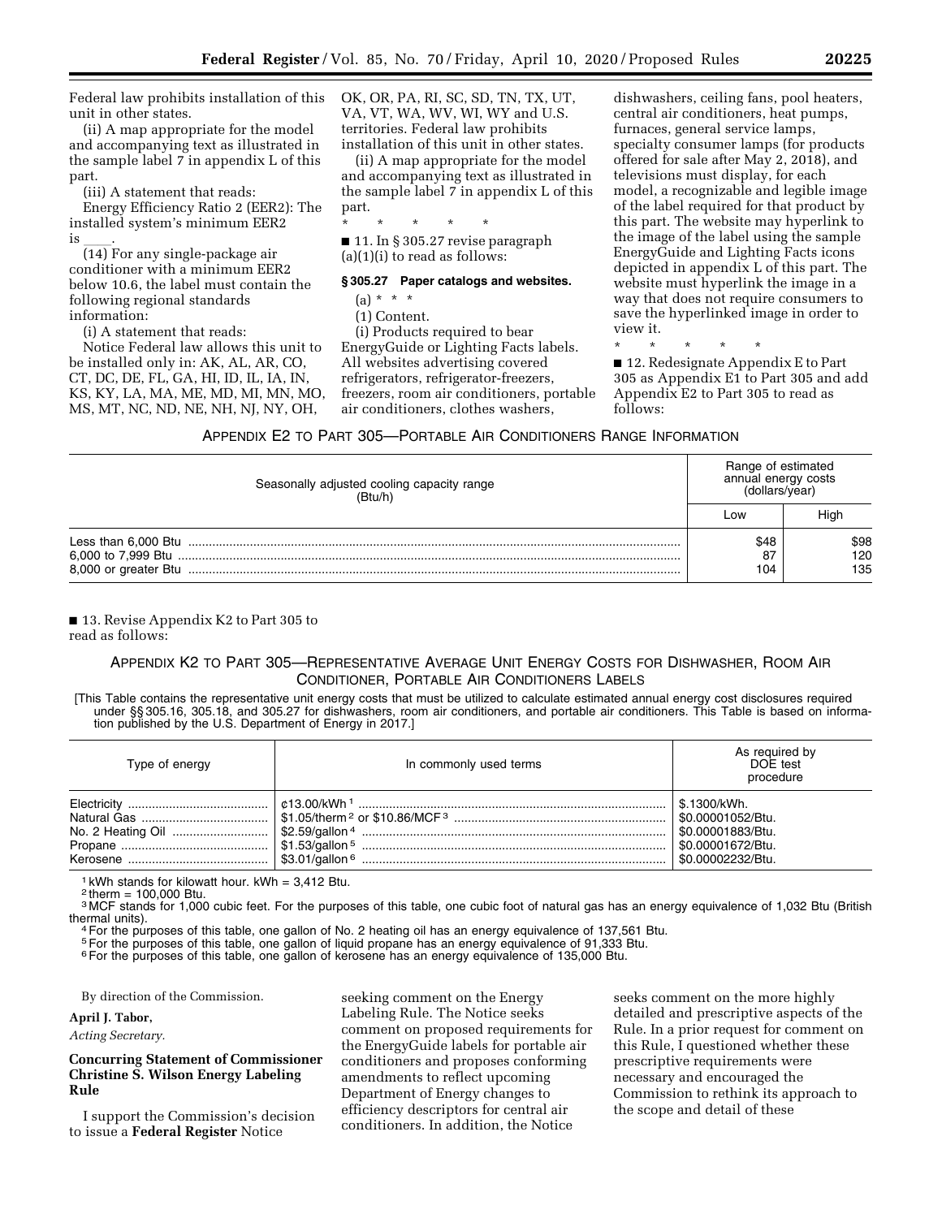Federal law prohibits installation of this unit in other states.

(ii) A map appropriate for the model and accompanying text as illustrated in the sample label 7 in appendix L of this part.

(iii) A statement that reads:

Energy Efficiency Ratio 2 (EER2): The installed system's minimum EER2 is \_\_\_\_.

(14) For any single-package air conditioner with a minimum EER2 below 10.6, the label must contain the following regional standards information:

(i) A statement that reads:

Notice Federal law allows this unit to be installed only in: AK, AL, AR, CO, CT, DC, DE, FL, GA, HI, ID, IL, IA, IN, KS, KY, LA, MA, ME, MD, MI, MN, MO, MS, MT, NC, ND, NE, NH, NJ, NY, OH, OK, OR, PA, RI, SC, SD, TN, TX, UT, VA, VT, WA, WV, WI, WY and U.S. territories. Federal law prohibits installation of this unit in other states.

(ii) A map appropriate for the model and accompanying text as illustrated in the sample label 7 in appendix L of this part.

\* \* \* \* \*

■ 11. In § 305.27 revise paragraph (a)(1)(i) to read as follows:

**§ 305.27 Paper catalogs and websites.**

(a) \* \* \*

(1) Content.

(i) Products required to bear EnergyGuide or Lighting Facts labels. All websites advertising covered refrigerators, refrigerator-freezers, freezers, room air conditioners, portable air conditioners, clothes washers, dishwashers, ceiling fans, pool heaters, central air conditioners, heat pumps, furnaces, general service lamps, specialty consumer lamps (for products offered for sale after May 2, 2018), and televisions must display, for each model, a recognizable and legible image of the label required for that product by this part. The website may hyperlink to the image of the label using the sample EnergyGuide and Lighting Facts icons depicted in appendix L of this part. The website must hyperlink the image in a way that does not require consumers to save the hyperlinked image in order to view it.

\* \* \* \* \*

■ 12. Redesignate Appendix E to Part 305 as Appendix E1 to Part 305 and add Appendix E2 to Part 305 to read as follows:

APPENDIX E2 TO PART 305—PORTABLE AIR CONDITIONERS RANGE INFORMATION

| Seasonally adjusted cooling capacity range (Btu/h) | Range of estimated annual energy costs (dollars/year) | |
|---|---|---|
| | Low | High |
| Less than 6,000 Btu | $48 | $98 |
| 6,000 to 7,999 Btu | 87 | 120 |
| 8,000 or greater Btu | 104 | 135 |

■ 13. Revise Appendix K2 to Part 305 to read as follows:

APPENDIX K2 TO PART 305—REPRESENTATIVE AVERAGE UNIT ENERGY COSTS FOR DISHWASHER, ROOM AIR CONDITIONER, PORTABLE AIR CONDITIONERS LABELS

[This Table contains the representative unit energy costs that must be utilized to calculate estimated annual energy cost disclosures required under §§ 305.16, 305.18, and 305.27 for dishwashers, room air conditioners, and portable air conditioners. This Table is based on information published by the U.S. Department of Energy in 2017.]

| Type of energy | In commonly used terms | As required by DOE test procedure |
|---|---|---|
| Electricity | ¢13.00/kWh [1] | $.1300/kWh. |
| Natural Gas | $1.05/therm [2] or $10.86/MCF [3] | $0.00001052/Btu. |
| No. 2 Heating Oil | $2.59/gallon [4] | $0.00001883/Btu. |
| Propane | $1.53/gallon [5] | $0.00001672/Btu. |
| Kerosene | $3.01/gallon [6] | $0.00002232/Btu. |

[1] kWh stands for kilowatt hour. kWh = 3,412 Btu.

[2] therm = 100,000 Btu.

[3] MCF stands for 1,000 cubic feet. For the purposes of this table, one cubic foot of natural gas has an energy equivalence of 1,032 Btu (British thermal units).

[4] For the purposes of this table, one gallon of No. 2 heating oil has an energy equivalence of 137,561 Btu.

[5] For the purposes of this table, one gallon of liquid propane has an energy equivalence of 91,333 Btu.

[6] For the purposes of this table, one gallon of kerosene has an energy equivalence of 135,000 Btu.

By direction of the Commission.

**April J. Tabor,**

*Acting Secretary.*

**Concurring Statement of Commissioner Christine S. Wilson Energy Labeling Rule**

I support the Commission's decision to issue a **Federal Register** Notice seeking comment on the Energy Labeling Rule. The Notice seeks comment on proposed requirements for the EnergyGuide labels for portable air conditioners and proposes conforming amendments to reflect upcoming Department of Energy changes to efficiency descriptors for central air conditioners. In addition, the Notice seeks comment on the more highly detailed and prescriptive aspects of the Rule. In a prior request for comment on this Rule, I questioned whether these prescriptive requirements were necessary and encouraged the Commission to rethink its approach to the scope and detail of these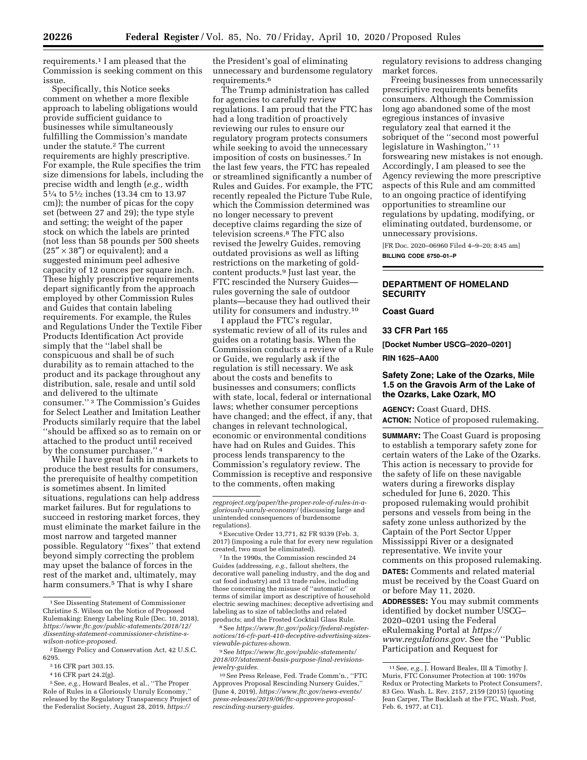requirements.[1] I am pleased that the Commission is seeking comment on this issue.

Specifically, this Notice seeks comment on whether a more flexible approach to labeling obligations would provide sufficient guidance to businesses while simultaneously fulfilling the Commission's mandate under the statute.[2] The current requirements are highly prescriptive. For example, the Rule specifies the trim size dimensions for labels, including the precise width and length (*e.g.,* width 5¼ to 5½ inches (13.34 cm to 13.97 cm)); the number of picas for the copy set (between 27 and 29); the type style and setting; the weight of the paper stock on which the labels are printed (not less than 58 pounds per 500 sheets (25″ × 38″) or equivalent); and a suggested minimum peel adhesive capacity of 12 ounces per square inch. These highly prescriptive requirements depart significantly from the approach employed by other Commission Rules and Guides that contain labeling requirements. For example, the Rules and Regulations Under the Textile Fiber Products Identification Act provide simply that the ''label shall be conspicuous and shall be of such durability as to remain attached to the product and its package throughout any distribution, sale, resale and until sold and delivered to the ultimate consumer.'' [3] The Commission's Guides for Select Leather and Imitation Leather Products similarly require that the label ''should be affixed so as to remain on or attached to the product until received by the consumer purchaser.'' [4]

While I have great faith in markets to produce the best results for consumers, the prerequisite of healthy competition is sometimes absent. In limited situations, regulations can help address market failures. But for regulations to succeed in restoring market forces, they must eliminate the market failure in the most narrow and targeted manner possible. Regulatory ''fixes'' that extend beyond simply correcting the problem may upset the balance of forces in the rest of the market and, ultimately, may harm consumers.[5] That is why I share the President's goal of eliminating unnecessary and burdensome regulatory requirements.[6]

The Trump administration has called for agencies to carefully review regulations. I am proud that the FTC has had a long tradition of proactively reviewing our rules to ensure our regulatory program protects consumers while seeking to avoid the unnecessary imposition of costs on businesses.[7] In the last few years, the FTC has repealed or streamlined significantly a number of Rules and Guides. For example, the FTC recently repealed the Picture Tube Rule, which the Commission determined was no longer necessary to prevent deceptive claims regarding the size of television screens.[8] The FTC also revised the Jewelry Guides, removing outdated provisions as well as lifting restrictions on the marketing of gold-content products.[9] Just last year, the FTC rescinded the Nursery Guides—rules governing the sale of outdoor plants—because they had outlived their utility for consumers and industry.[10]

I applaud the FTC's regular, systematic review of all of its rules and guides on a rotating basis. When the Commission conducts a review of a Rule or Guide, we regularly ask if the regulation is still necessary. We ask about the costs and benefits to businesses and consumers; conflicts with state, local, federal or international laws; whether consumer perceptions have changed; and the effect, if any, that changes in relevant technological, economic or environmental conditions have had on Rules and Guides. This process lends transparency to the Commission's regulatory review. The Commission is receptive and responsive to the comments, often making regulatory revisions to address changing market forces.

Freeing businesses from unnecessarily prescriptive requirements benefits consumers. Although the Commission long ago abandoned some of the most egregious instances of invasive regulatory zeal that earned it the sobriquet of the ''second most powerful legislature in Washington,'' [11] forswearing new mistakes is not enough. Accordingly, I am pleased to see the Agency reviewing the more prescriptive aspects of this Rule and am committed to an ongoing practice of identifying opportunities to streamline our regulations by updating, modifying, or eliminating outdated, burdensome, or unnecessary provisions.

[FR Doc. 2020–06960 Filed 4–9–20; 8:45 am]

**BILLING CODE 6750–01–P**

[1] See Dissenting Statement of Commissioner Christine S. Wilson on the Notice of Proposed Rulemaking: Energy Labeling Rule (Dec. 10, 2018), *https://www.ftc.gov/public-statements/2018/12/dissenting-statement-commissioner-christine-s-wilson-notice-proposed.*

[2] Energy Policy and Conservation Act, 42 U.S.C. 6295.

[3] 16 CFR part 303.15.

[4] 16 CFR part 24.2(g).

[5] See, *e.g.,* Howard Beales, et al., ''The Proper Role of Rules in a Gloriously Unruly Economy,'' released by the Regulatory Transparency Project of the Federalist Society, August 28, 2019, *https://regproject.org/paper/the-proper-role-of-rules-in-a-gloriously-unruly-economy/* (discussing large and unintended consequences of burdensome regulations).

[6] Executive Order 13,771, 82 FR 9339 (Feb. 3, 2017) (imposing a rule that for every new regulation created, two must be eliminated).

[7] In the 1990s, the Commission rescinded 24 Guides (addressing, *e.g.,* fallout shelters, the decorative wall paneling industry, and the dog and cat food industry) and 13 trade rules, including those concerning the misuse of ''automatic'' or terms of similar import as descriptive of household electric sewing machines; deceptive advertising and labeling as to size of tablecloths and related products; and the Frosted Cocktail Glass Rule.

[8] See *https://www.ftc.gov/policy/federal-register-notices/16-cfr-part-410-deceptive-advertising-sizes-viewable-pictures-shown.*

[9] See *https://www.ftc.gov/public-statements/2018/07/statement-basis-purpose-final-revisions-jewelry-guides.*

[10] See Press Release, Fed. Trade Comm'n., ''FTC Approves Proposal Rescinding Nursery Guides,'' (June 4, 2019), *https://www.ftc.gov/news-events/press-releases/2019/06/ftc-approves-proposal-rescinding-nursery-guides.*

[11] See, *e.g.,* J. Howard Beales, III & Timothy J. Muris, FTC Consumer Protection at 100: 1970s Redux or Protecting Markets to Protect Consumers?, 83 Geo. Wash. L. Rev. 2157, 2159 (2015) (quoting Jean Carper, The Backlash at the FTC, Wash. Post, Feb. 6, 1977, at C1).

## DEPARTMENT OF HOMELAND SECURITY

### Coast Guard

### 33 CFR Part 165

**[Docket Number USCG–2020–0201]**

**RIN 1625–AA00**

### Safety Zone; Lake of the Ozarks, Mile 1.5 on the Gravois Arm of the Lake of the Ozarks, Lake Ozark, MO

**AGENCY:** Coast Guard, DHS.

**ACTION:** Notice of proposed rulemaking.

**SUMMARY:** The Coast Guard is proposing to establish a temporary safety zone for certain waters of the Lake of the Ozarks. This action is necessary to provide for the safety of life on these navigable waters during a fireworks display scheduled for June 6, 2020. This proposed rulemaking would prohibit persons and vessels from being in the safety zone unless authorized by the Captain of the Port Sector Upper Mississippi River or a designated representative. We invite your comments on this proposed rulemaking.

**DATES:** Comments and related material must be received by the Coast Guard on or before May 11, 2020.

**ADDRESSES:** You may submit comments identified by docket number USCG–2020–0201 using the Federal eRulemaking Portal at *https://www.regulations.gov.* See the ''Public Participation and Request for